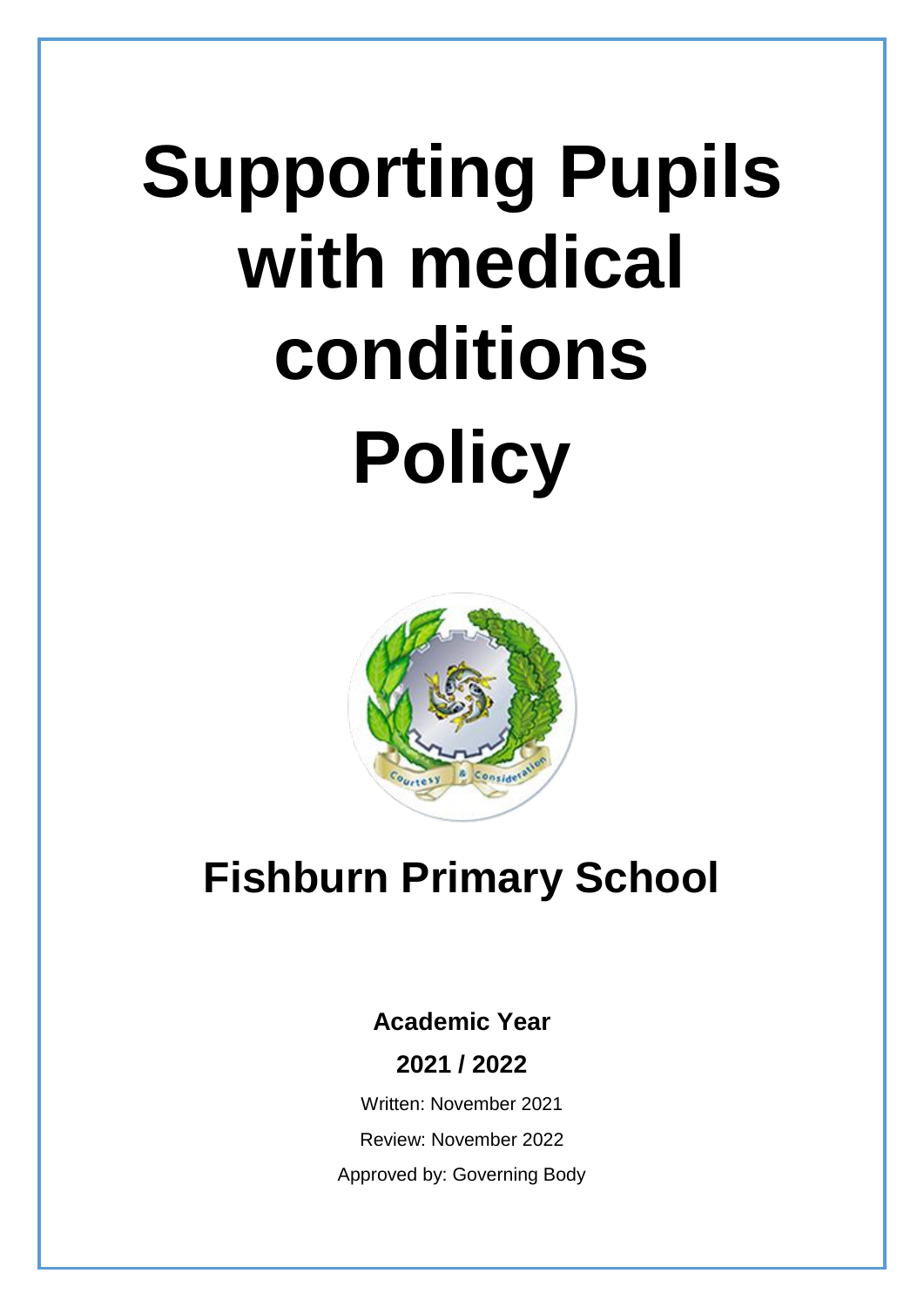# Supporting Pupils with medical conditions Policy

## Fishburn Primary School

**Academic Year**

**2021 / 2022**

Written: November 2021

Review: November 2022

Approved by: Governing Body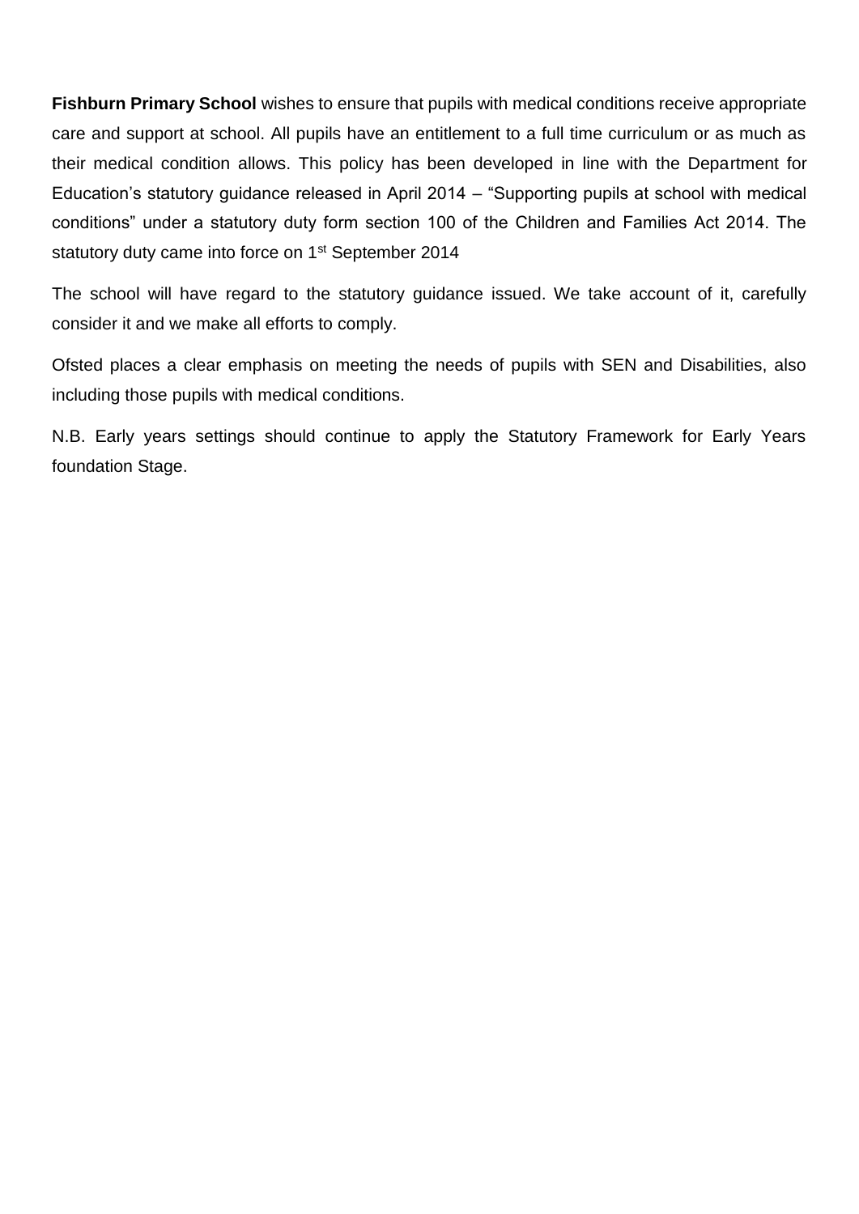**Fishburn Primary School** wishes to ensure that pupils with medical conditions receive appropriate care and support at school. All pupils have an entitlement to a full time curriculum or as much as their medical condition allows. This policy has been developed in line with the Department for Education's statutory guidance released in April 2014 – "Supporting pupils at school with medical conditions" under a statutory duty form section 100 of the Children and Families Act 2014. The statutory duty came into force on 1st September 2014

The school will have regard to the statutory guidance issued. We take account of it, carefully consider it and we make all efforts to comply.

Ofsted places a clear emphasis on meeting the needs of pupils with SEN and Disabilities, also including those pupils with medical conditions.

N.B. Early years settings should continue to apply the Statutory Framework for Early Years foundation Stage.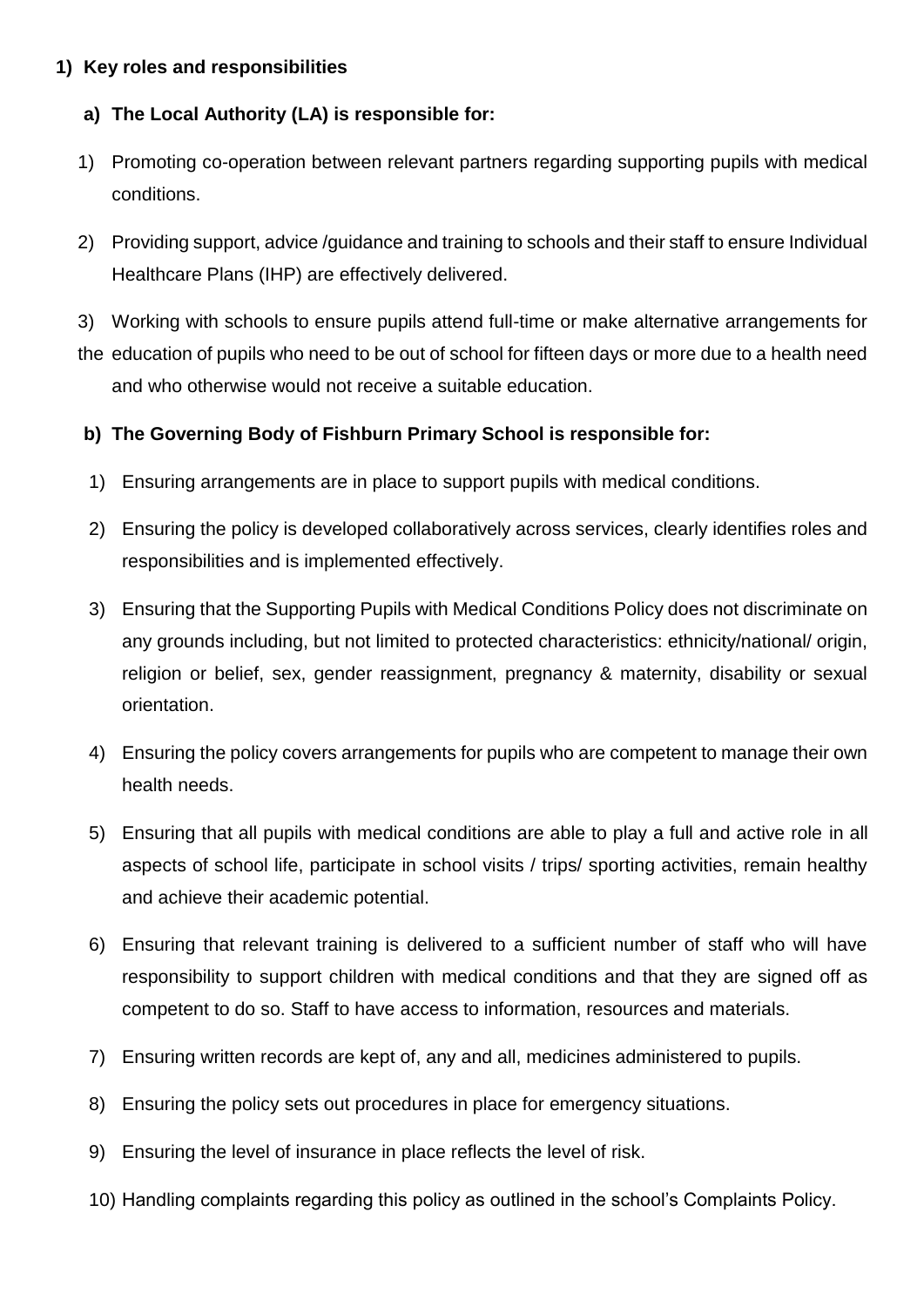## 1) Key roles and responsibilities

### a) The Local Authority (LA) is responsible for:

1) Promoting co-operation between relevant partners regarding supporting pupils with medical conditions.
2) Providing support, advice /guidance and training to schools and their staff to ensure Individual Healthcare Plans (IHP) are effectively delivered.
3) Working with schools to ensure pupils attend full-time or make alternative arrangements for the education of pupils who need to be out of school for fifteen days or more due to a health need and who otherwise would not receive a suitable education.

### b) The Governing Body of Fishburn Primary School is responsible for:

1) Ensuring arrangements are in place to support pupils with medical conditions.
2) Ensuring the policy is developed collaboratively across services, clearly identifies roles and responsibilities and is implemented effectively.
3) Ensuring that the Supporting Pupils with Medical Conditions Policy does not discriminate on any grounds including, but not limited to protected characteristics: ethnicity/national/ origin, religion or belief, sex, gender reassignment, pregnancy & maternity, disability or sexual orientation.
4) Ensuring the policy covers arrangements for pupils who are competent to manage their own health needs.
5) Ensuring that all pupils with medical conditions are able to play a full and active role in all aspects of school life, participate in school visits / trips/ sporting activities, remain healthy and achieve their academic potential.
6) Ensuring that relevant training is delivered to a sufficient number of staff who will have responsibility to support children with medical conditions and that they are signed off as competent to do so. Staff to have access to information, resources and materials.
7) Ensuring written records are kept of, any and all, medicines administered to pupils.
8) Ensuring the policy sets out procedures in place for emergency situations.
9) Ensuring the level of insurance in place reflects the level of risk.
10) Handling complaints regarding this policy as outlined in the school's Complaints Policy.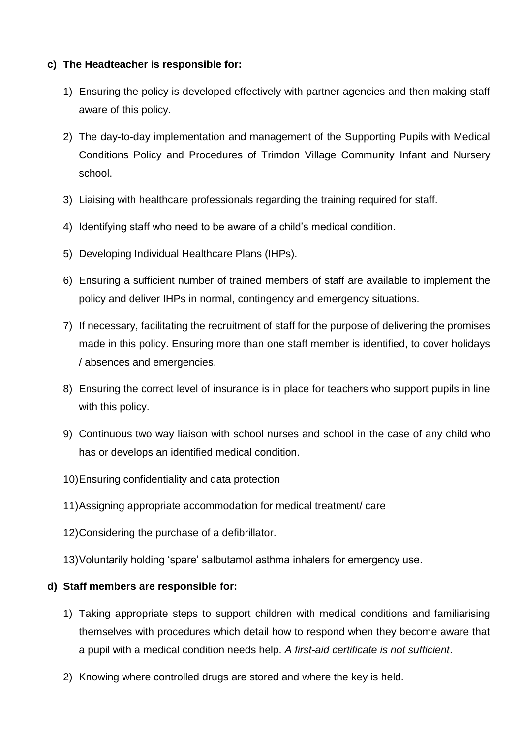**c) The Headteacher is responsible for:**

1) Ensuring the policy is developed effectively with partner agencies and then making staff aware of this policy.
2) The day-to-day implementation and management of the Supporting Pupils with Medical Conditions Policy and Procedures of Trimdon Village Community Infant and Nursery school.
3) Liaising with healthcare professionals regarding the training required for staff.
4) Identifying staff who need to be aware of a child's medical condition.
5) Developing Individual Healthcare Plans (IHPs).
6) Ensuring a sufficient number of trained members of staff are available to implement the policy and deliver IHPs in normal, contingency and emergency situations.
7) If necessary, facilitating the recruitment of staff for the purpose of delivering the promises made in this policy. Ensuring more than one staff member is identified, to cover holidays / absences and emergencies.
8) Ensuring the correct level of insurance is in place for teachers who support pupils in line with this policy.
9) Continuous two way liaison with school nurses and school in the case of any child who has or develops an identified medical condition.
10) Ensuring confidentiality and data protection
11) Assigning appropriate accommodation for medical treatment/ care
12) Considering the purchase of a defibrillator.
13) Voluntarily holding 'spare' salbutamol asthma inhalers for emergency use.

**d) Staff members are responsible for:**

1) Taking appropriate steps to support children with medical conditions and familiarising themselves with procedures which detail how to respond when they become aware that a pupil with a medical condition needs help. *A first-aid certificate is not sufficient*.
2) Knowing where controlled drugs are stored and where the key is held.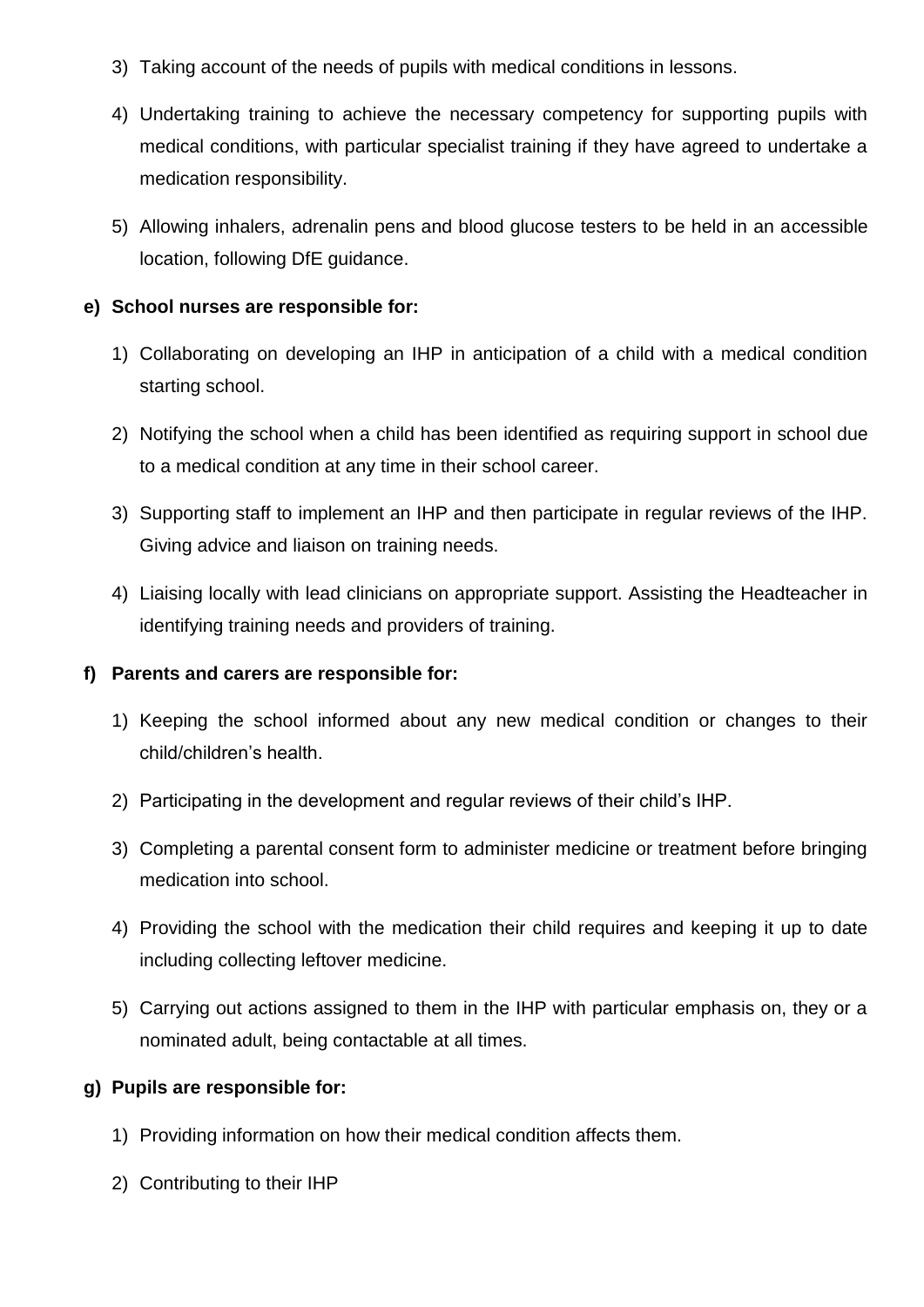3) Taking account of the needs of pupils with medical conditions in lessons.

4) Undertaking training to achieve the necessary competency for supporting pupils with medical conditions, with particular specialist training if they have agreed to undertake a medication responsibility.

5) Allowing inhalers, adrenalin pens and blood glucose testers to be held in an accessible location, following DfE guidance.

**e) School nurses are responsible for:**

1) Collaborating on developing an IHP in anticipation of a child with a medical condition starting school.

2) Notifying the school when a child has been identified as requiring support in school due to a medical condition at any time in their school career.

3) Supporting staff to implement an IHP and then participate in regular reviews of the IHP. Giving advice and liaison on training needs.

4) Liaising locally with lead clinicians on appropriate support. Assisting the Headteacher in identifying training needs and providers of training.

**f) Parents and carers are responsible for:**

1) Keeping the school informed about any new medical condition or changes to their child/children's health.

2) Participating in the development and regular reviews of their child's IHP.

3) Completing a parental consent form to administer medicine or treatment before bringing medication into school.

4) Providing the school with the medication their child requires and keeping it up to date including collecting leftover medicine.

5) Carrying out actions assigned to them in the IHP with particular emphasis on, they or a nominated adult, being contactable at all times.

**g) Pupils are responsible for:**

1) Providing information on how their medical condition affects them.

2) Contributing to their IHP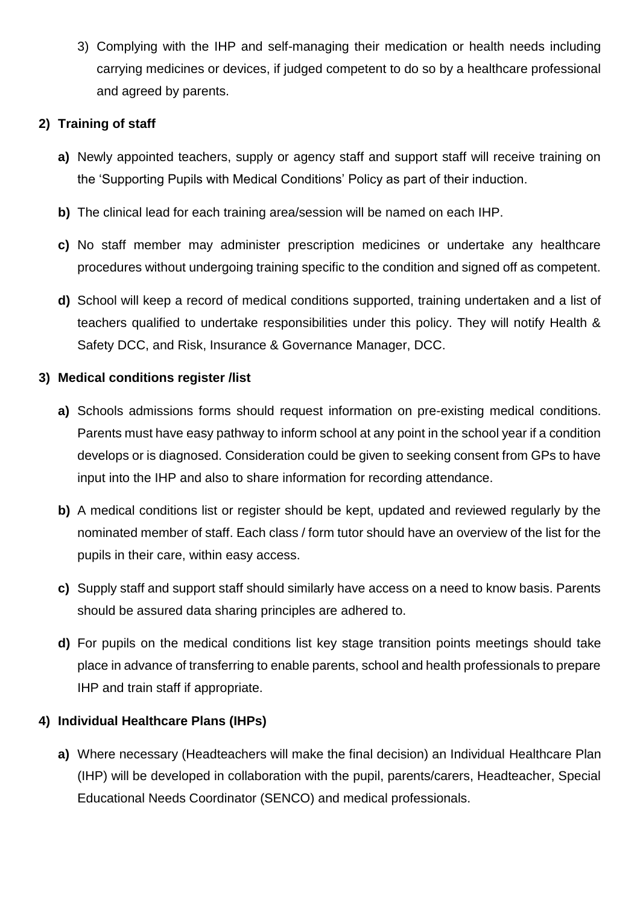3) Complying with the IHP and self-managing their medication or health needs including carrying medicines or devices, if judged competent to do so by a healthcare professional and agreed by parents.

**2) Training of staff**

**a)** Newly appointed teachers, supply or agency staff and support staff will receive training on the 'Supporting Pupils with Medical Conditions' Policy as part of their induction.

**b)** The clinical lead for each training area/session will be named on each IHP.

**c)** No staff member may administer prescription medicines or undertake any healthcare procedures without undergoing training specific to the condition and signed off as competent.

**d)** School will keep a record of medical conditions supported, training undertaken and a list of teachers qualified to undertake responsibilities under this policy. They will notify Health & Safety DCC, and Risk, Insurance & Governance Manager, DCC.

**3) Medical conditions register /list**

**a)** Schools admissions forms should request information on pre-existing medical conditions. Parents must have easy pathway to inform school at any point in the school year if a condition develops or is diagnosed. Consideration could be given to seeking consent from GPs to have input into the IHP and also to share information for recording attendance.

**b)** A medical conditions list or register should be kept, updated and reviewed regularly by the nominated member of staff. Each class / form tutor should have an overview of the list for the pupils in their care, within easy access.

**c)** Supply staff and support staff should similarly have access on a need to know basis. Parents should be assured data sharing principles are adhered to.

**d)** For pupils on the medical conditions list key stage transition points meetings should take place in advance of transferring to enable parents, school and health professionals to prepare IHP and train staff if appropriate.

**4) Individual Healthcare Plans (IHPs)**

**a)** Where necessary (Headteachers will make the final decision) an Individual Healthcare Plan (IHP) will be developed in collaboration with the pupil, parents/carers, Headteacher, Special Educational Needs Coordinator (SENCO) and medical professionals.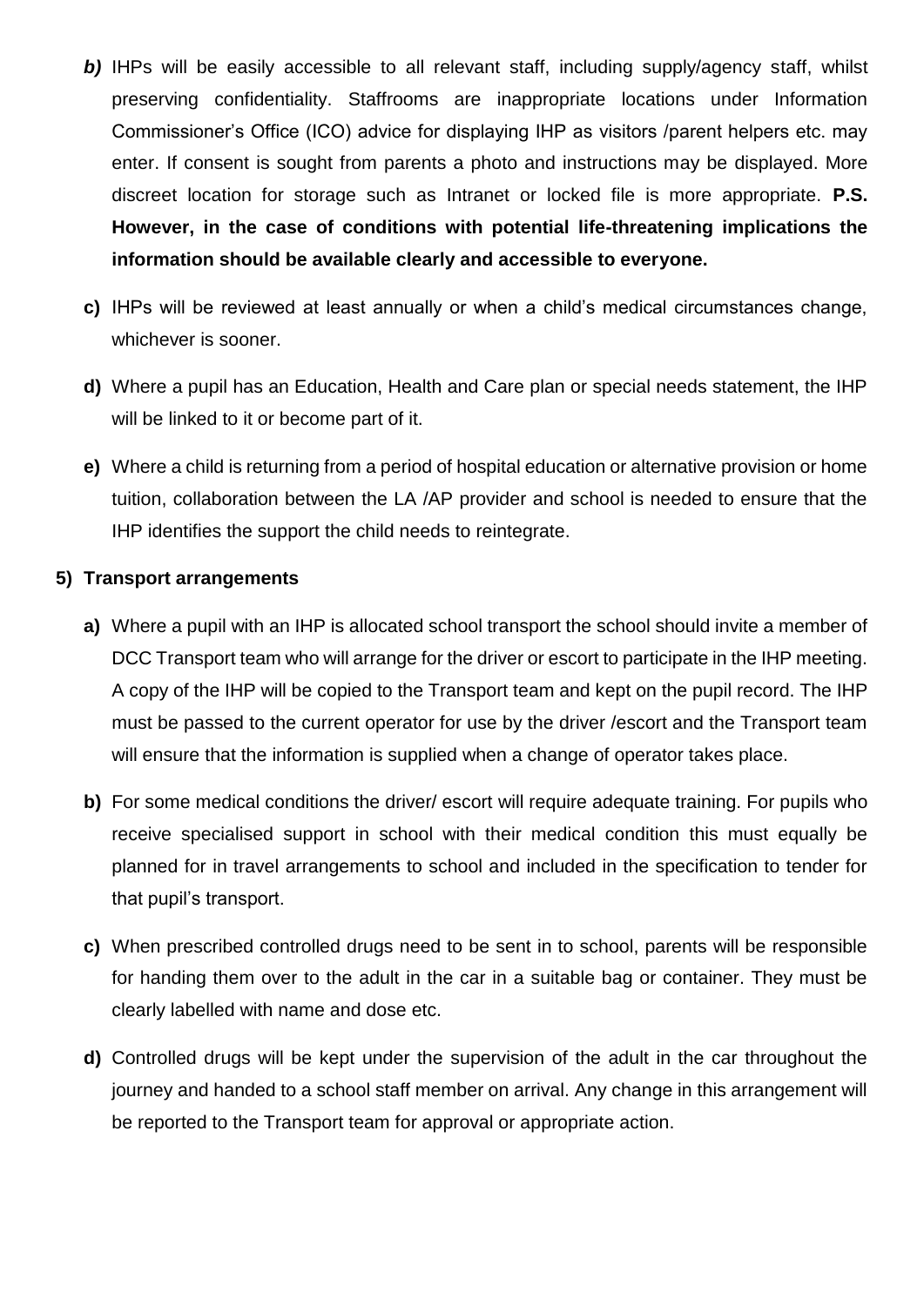***b)*** IHPs will be easily accessible to all relevant staff, including supply/agency staff, whilst preserving confidentiality. Staffrooms are inappropriate locations under Information Commissioner's Office (ICO) advice for displaying IHP as visitors /parent helpers etc. may enter. If consent is sought from parents a photo and instructions may be displayed. More discreet location for storage such as Intranet or locked file is more appropriate. **P.S. However, in the case of conditions with potential life-threatening implications the information should be available clearly and accessible to everyone.**

**c)** IHPs will be reviewed at least annually or when a child's medical circumstances change, whichever is sooner.

**d)** Where a pupil has an Education, Health and Care plan or special needs statement, the IHP will be linked to it or become part of it.

**e)** Where a child is returning from a period of hospital education or alternative provision or home tuition, collaboration between the LA /AP provider and school is needed to ensure that the IHP identifies the support the child needs to reintegrate.

**5) Transport arrangements**

**a)** Where a pupil with an IHP is allocated school transport the school should invite a member of DCC Transport team who will arrange for the driver or escort to participate in the IHP meeting. A copy of the IHP will be copied to the Transport team and kept on the pupil record. The IHP must be passed to the current operator for use by the driver /escort and the Transport team will ensure that the information is supplied when a change of operator takes place.

**b)** For some medical conditions the driver/ escort will require adequate training. For pupils who receive specialised support in school with their medical condition this must equally be planned for in travel arrangements to school and included in the specification to tender for that pupil's transport.

**c)** When prescribed controlled drugs need to be sent in to school, parents will be responsible for handing them over to the adult in the car in a suitable bag or container. They must be clearly labelled with name and dose etc.

**d)** Controlled drugs will be kept under the supervision of the adult in the car throughout the journey and handed to a school staff member on arrival. Any change in this arrangement will be reported to the Transport team for approval or appropriate action.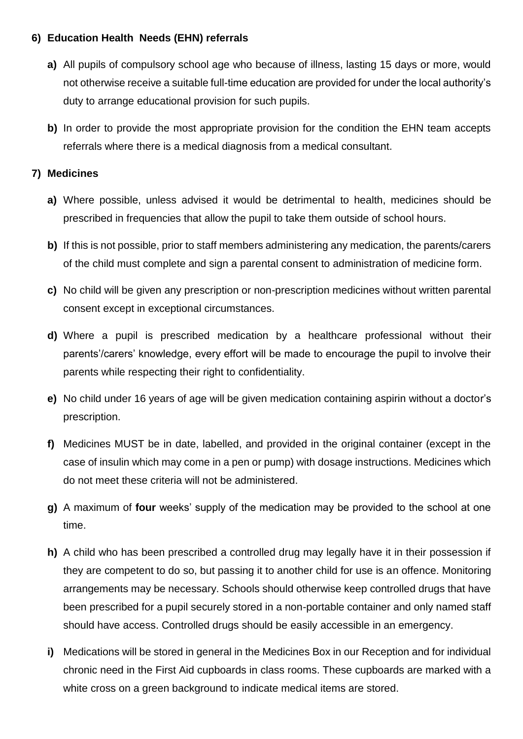**6) Education Health Needs (EHN) referrals**

**a)** All pupils of compulsory school age who because of illness, lasting 15 days or more, would not otherwise receive a suitable full-time education are provided for under the local authority's duty to arrange educational provision for such pupils.

**b)** In order to provide the most appropriate provision for the condition the EHN team accepts referrals where there is a medical diagnosis from a medical consultant.

**7) Medicines**

**a)** Where possible, unless advised it would be detrimental to health, medicines should be prescribed in frequencies that allow the pupil to take them outside of school hours.

**b)** If this is not possible, prior to staff members administering any medication, the parents/carers of the child must complete and sign a parental consent to administration of medicine form.

**c)** No child will be given any prescription or non-prescription medicines without written parental consent except in exceptional circumstances.

**d)** Where a pupil is prescribed medication by a healthcare professional without their parents'/carers' knowledge, every effort will be made to encourage the pupil to involve their parents while respecting their right to confidentiality.

**e)** No child under 16 years of age will be given medication containing aspirin without a doctor's prescription.

**f)** Medicines MUST be in date, labelled, and provided in the original container (except in the case of insulin which may come in a pen or pump) with dosage instructions. Medicines which do not meet these criteria will not be administered.

**g)** A maximum of **four** weeks' supply of the medication may be provided to the school at one time.

**h)** A child who has been prescribed a controlled drug may legally have it in their possession if they are competent to do so, but passing it to another child for use is an offence. Monitoring arrangements may be necessary. Schools should otherwise keep controlled drugs that have been prescribed for a pupil securely stored in a non-portable container and only named staff should have access. Controlled drugs should be easily accessible in an emergency.

**i)** Medications will be stored in general in the Medicines Box in our Reception and for individual chronic need in the First Aid cupboards in class rooms. These cupboards are marked with a white cross on a green background to indicate medical items are stored.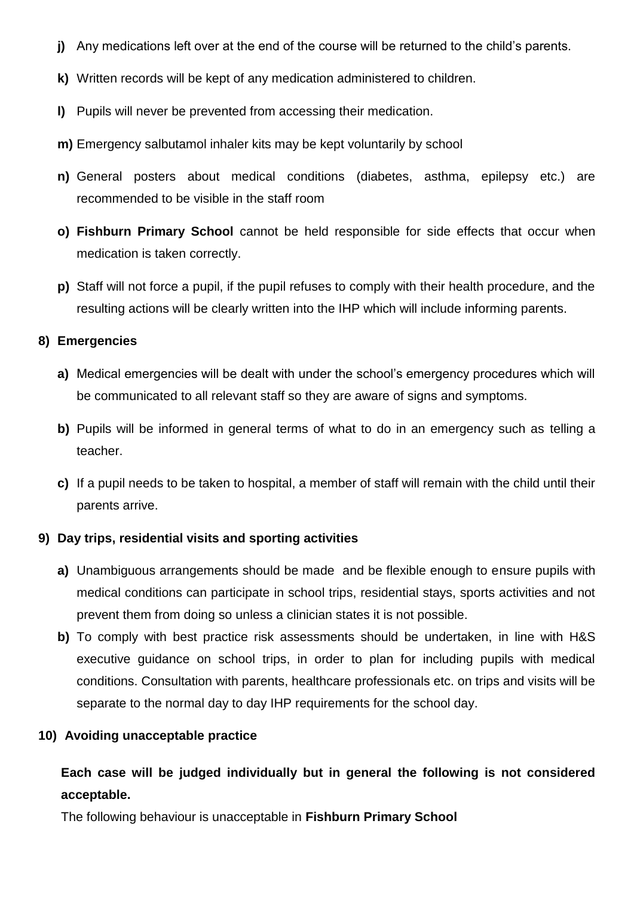- **j)** Any medications left over at the end of the course will be returned to the child's parents.
- **k)** Written records will be kept of any medication administered to children.
- **l)** Pupils will never be prevented from accessing their medication.
- **m)** Emergency salbutamol inhaler kits may be kept voluntarily by school
- **n)** General posters about medical conditions (diabetes, asthma, epilepsy etc.) are recommended to be visible in the staff room
- **o)** **Fishburn Primary School** cannot be held responsible for side effects that occur when medication is taken correctly.
- **p)** Staff will not force a pupil, if the pupil refuses to comply with their health procedure, and the resulting actions will be clearly written into the IHP which will include informing parents.

**8) Emergencies**

- **a)** Medical emergencies will be dealt with under the school's emergency procedures which will be communicated to all relevant staff so they are aware of signs and symptoms.
- **b)** Pupils will be informed in general terms of what to do in an emergency such as telling a teacher.
- **c)** If a pupil needs to be taken to hospital, a member of staff will remain with the child until their parents arrive.

**9) Day trips, residential visits and sporting activities**

- **a)** Unambiguous arrangements should be made and be flexible enough to ensure pupils with medical conditions can participate in school trips, residential stays, sports activities and not prevent them from doing so unless a clinician states it is not possible.
- **b)** To comply with best practice risk assessments should be undertaken, in line with H&S executive guidance on school trips, in order to plan for including pupils with medical conditions. Consultation with parents, healthcare professionals etc. on trips and visits will be separate to the normal day to day IHP requirements for the school day.

**10) Avoiding unacceptable practice**

**Each case will be judged individually but in general the following is not considered acceptable.**

The following behaviour is unacceptable in **Fishburn Primary School**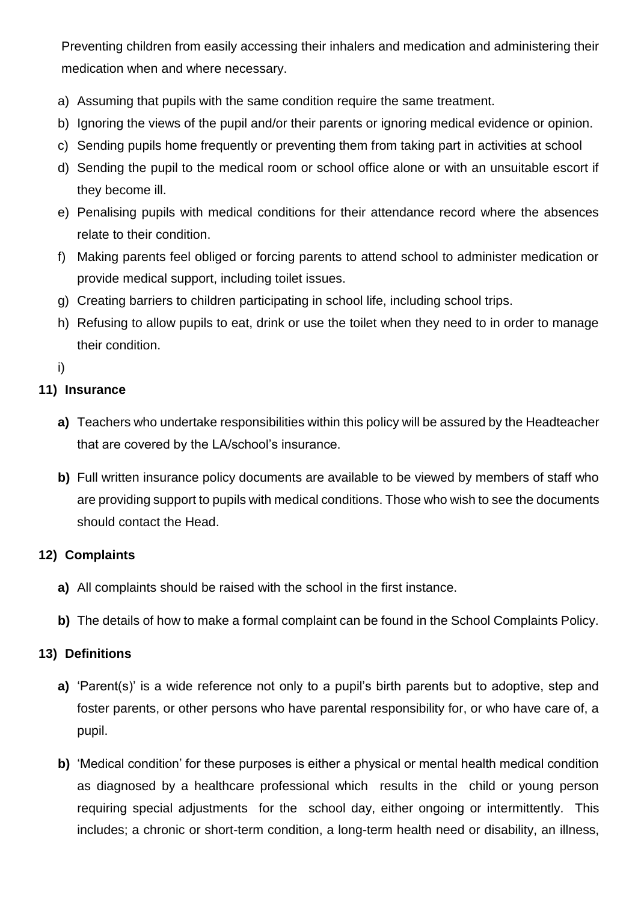Preventing children from easily accessing their inhalers and medication and administering their medication when and where necessary.

a) Assuming that pupils with the same condition require the same treatment.
b) Ignoring the views of the pupil and/or their parents or ignoring medical evidence or opinion.
c) Sending pupils home frequently or preventing them from taking part in activities at school
d) Sending the pupil to the medical room or school office alone or with an unsuitable escort if they become ill.
e) Penalising pupils with medical conditions for their attendance record where the absences relate to their condition.
f) Making parents feel obliged or forcing parents to attend school to administer medication or provide medical support, including toilet issues.
g) Creating barriers to children participating in school life, including school trips.
h) Refusing to allow pupils to eat, drink or use the toilet when they need to in order to manage their condition.
i)

**11) Insurance**

**a)** Teachers who undertake responsibilities within this policy will be assured by the Headteacher that are covered by the LA/school's insurance.

**b)** Full written insurance policy documents are available to be viewed by members of staff who are providing support to pupils with medical conditions. Those who wish to see the documents should contact the Head.

**12) Complaints**

**a)** All complaints should be raised with the school in the first instance.

**b)** The details of how to make a formal complaint can be found in the School Complaints Policy.

**13) Definitions**

**a)** 'Parent(s)' is a wide reference not only to a pupil's birth parents but to adoptive, step and foster parents, or other persons who have parental responsibility for, or who have care of, a pupil.

**b)** 'Medical condition' for these purposes is either a physical or mental health medical condition as diagnosed by a healthcare professional which results in the child or young person requiring special adjustments for the school day, either ongoing or intermittently. This includes; a chronic or short-term condition, a long-term health need or disability, an illness,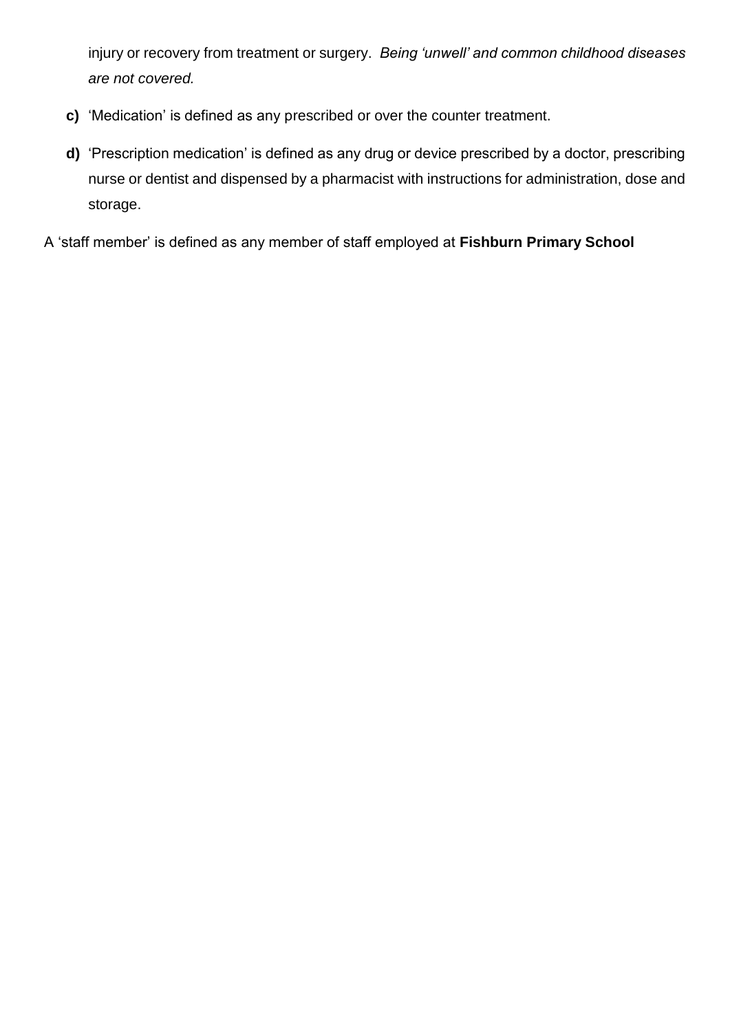injury or recovery from treatment or surgery. *Being 'unwell' and common childhood diseases are not covered.*

- **c)** 'Medication' is defined as any prescribed or over the counter treatment.
- **d)** 'Prescription medication' is defined as any drug or device prescribed by a doctor, prescribing nurse or dentist and dispensed by a pharmacist with instructions for administration, dose and storage.

A 'staff member' is defined as any member of staff employed at **Fishburn Primary School**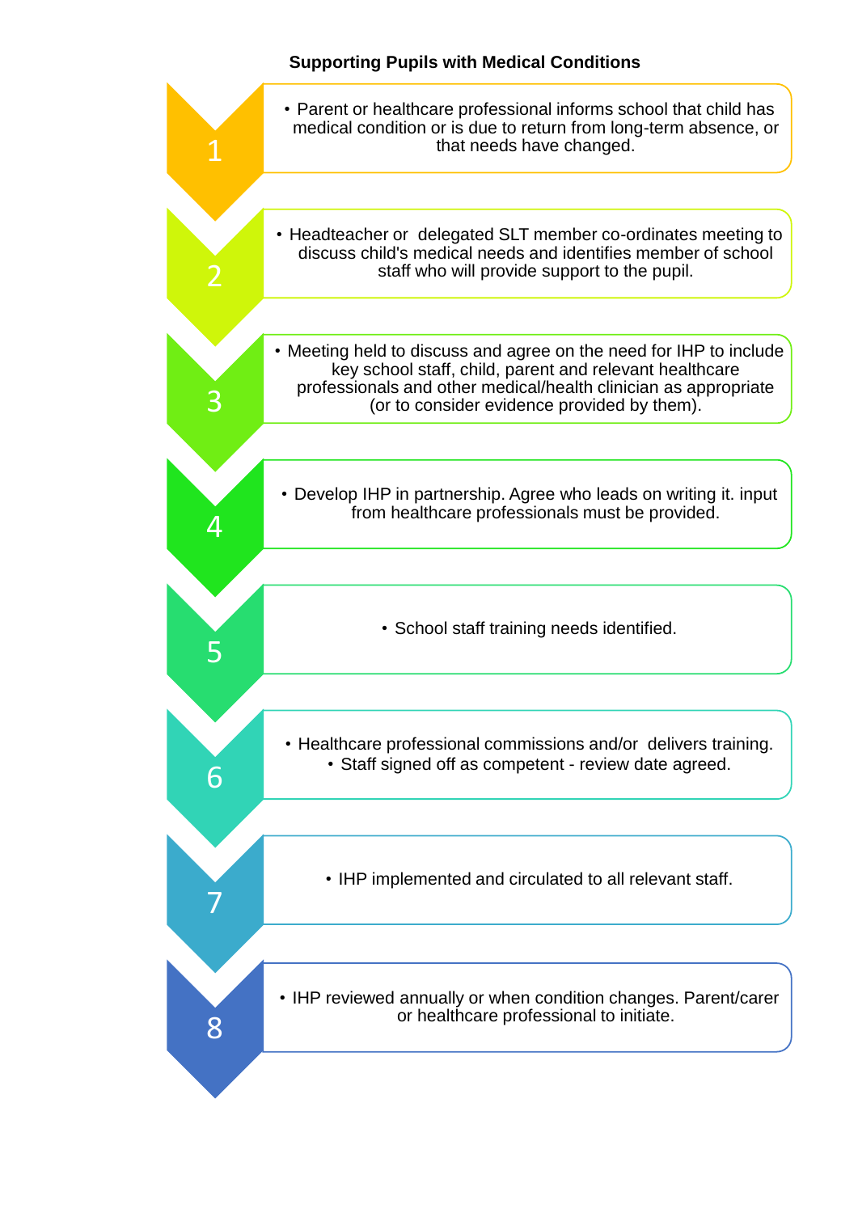**Supporting Pupils with Medical Conditions**

1. Parent or healthcare professional informs school that child has medical condition or is due to return from long-term absence, or that needs have changed.
2. Headteacher or delegated SLT member co-ordinates meeting to discuss child's medical needs and identifies member of school staff who will provide support to the pupil.
3. Meeting held to discuss and agree on the need for IHP to include key school staff, child, parent and relevant healthcare professionals and other medical/health clinician as appropriate (or to consider evidence provided by them).
4. Develop IHP in partnership. Agree who leads on writing it. input from healthcare professionals must be provided.
5. School staff training needs identified.
6. Healthcare professional commissions and/or delivers training.
   - Staff signed off as competent - review date agreed.
7. IHP implemented and circulated to all relevant staff.
8. IHP reviewed annually or when condition changes. Parent/carer or healthcare professional to initiate.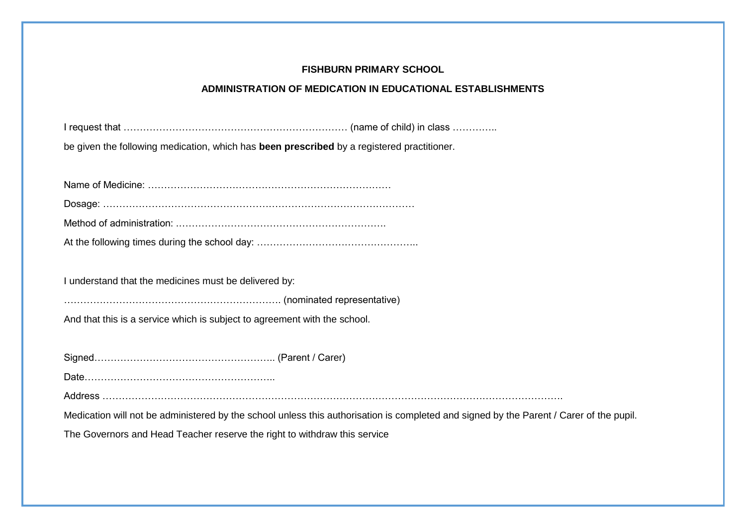**FISHBURN PRIMARY SCHOOL**

**ADMINISTRATION OF MEDICATION IN EDUCATIONAL ESTABLISHMENTS**

I request that ………………………………………………………………… (name of child) in class …………..

be given the following medication, which has **been prescribed** by a registered practitioner.

Name of Medicine: …………………………………………………………………

Dosage: ………………………………………………………………………………………

Method of administration: ……………………………………………………….

At the following times during the school day: …………………………………………..

I understand that the medicines must be delivered by:

…………………………………………………………. (nominated representative)

And that this is a service which is subject to agreement with the school.

Signed……………………………………………….. (Parent / Carer)

Date…………………………………………………..

Address …………………………………………………………………………………………………………………….

Medication will not be administered by the school unless this authorisation is completed and signed by the Parent / Carer of the pupil.

The Governors and Head Teacher reserve the right to withdraw this service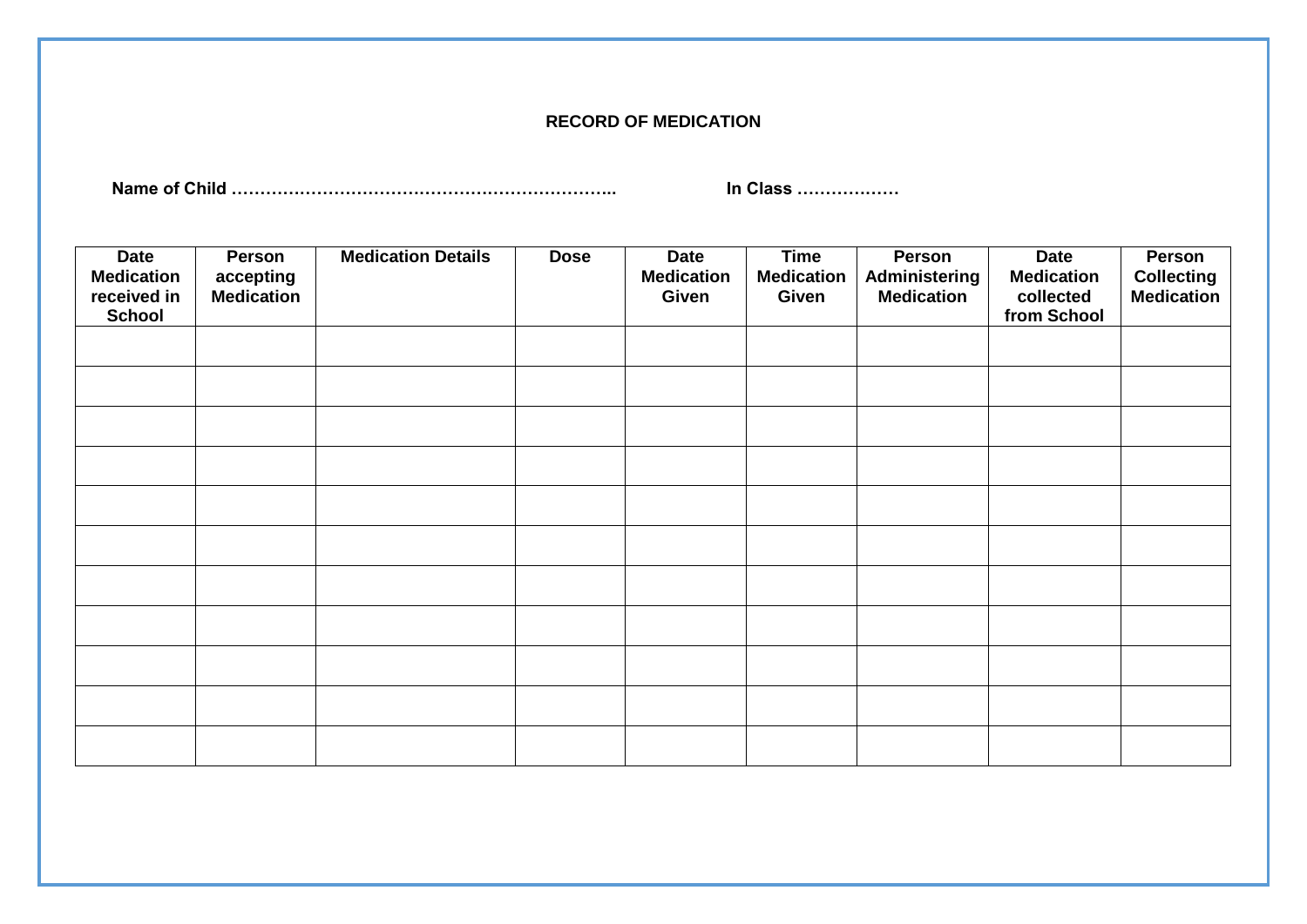# RECORD OF MEDICATION

**Name of Child …………………………………………………………..** **In Class ………………**

| Date Medication received in School | Person accepting Medication | Medication Details | Dose | Date Medication Given | Time Medication Given | Person Administering Medication | Date Medication collected from School | Person Collecting Medication |
|---|---|---|---|---|---|---|---|---|
| | | | | | | | | |
| | | | | | | | | |
| | | | | | | | | |
| | | | | | | | | |
| | | | | | | | | |
| | | | | | | | | |
| | | | | | | | | |
| | | | | | | | | |
| | | | | | | | | |
| | | | | | | | | |
| | | | | | | | | |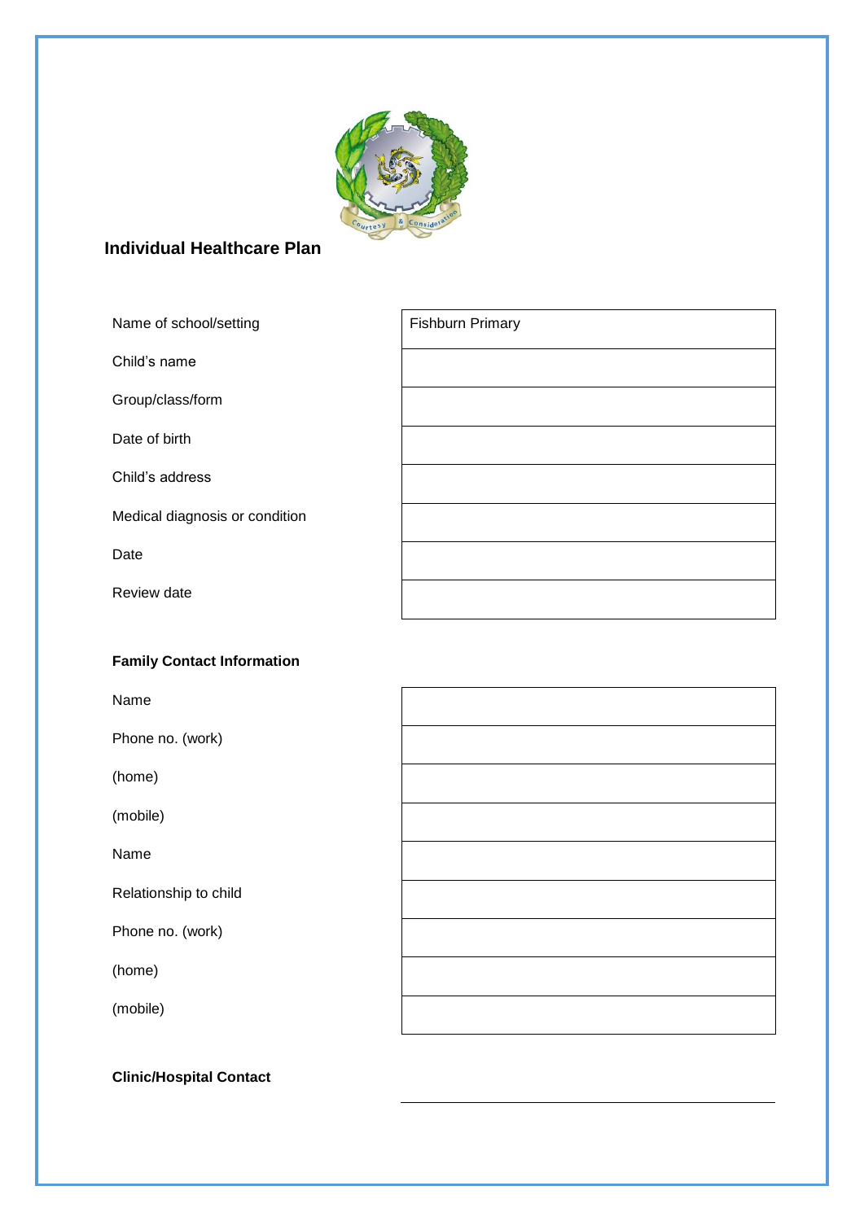## Individual Healthcare Plan

| | |
|---|---|
| Name of school/setting | Fishburn Primary |
| Child's name | |
| Group/class/form | |
| Date of birth | |
| Child's address | |
| Medical diagnosis or condition | |
| Date | |
| Review date | |

**Family Contact Information**

| | |
|---|---|
| Name | |
| Phone no. (work) | |
| (home) | |
| (mobile) | |
| Name | |
| Relationship to child | |
| Phone no. (work) | |
| (home) | |
| (mobile) | |

**Clinic/Hospital Contact**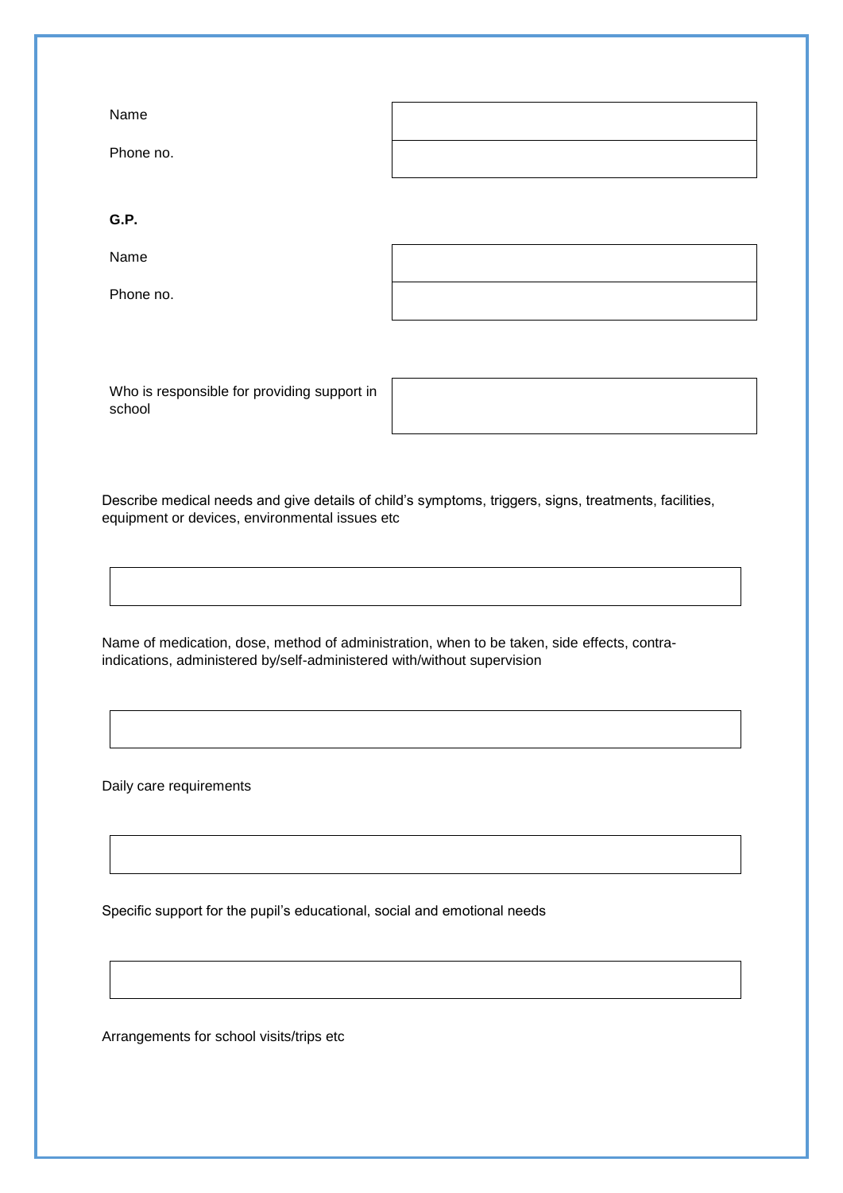| | |
|---|---|
| Name | |
| Phone no. | |

**G.P.**

| | |
|---|---|
| Name | |
| Phone no. | |

| | |
|---|---|
| Who is responsible for providing support in school | |

Describe medical needs and give details of child's symptoms, triggers, signs, treatments, facilities, equipment or devices, environmental issues etc

| |
|---|
| |

Name of medication, dose, method of administration, when to be taken, side effects, contra-indications, administered by/self-administered with/without supervision

| |
|---|
| |

Daily care requirements

| |
|---|
| |

Specific support for the pupil's educational, social and emotional needs

| |
|---|
| |

Arrangements for school visits/trips etc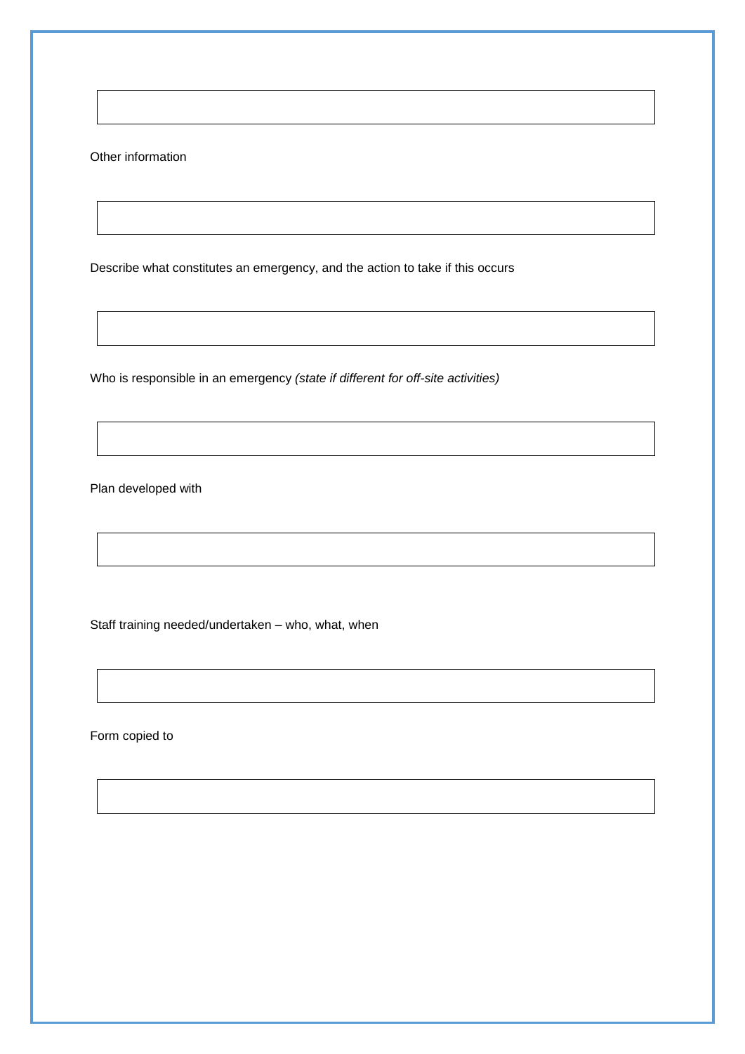Other information

Describe what constitutes an emergency, and the action to take if this occurs

Who is responsible in an emergency *(state if different for off-site activities)*

Plan developed with

Staff training needed/undertaken – who, what, when

Form copied to